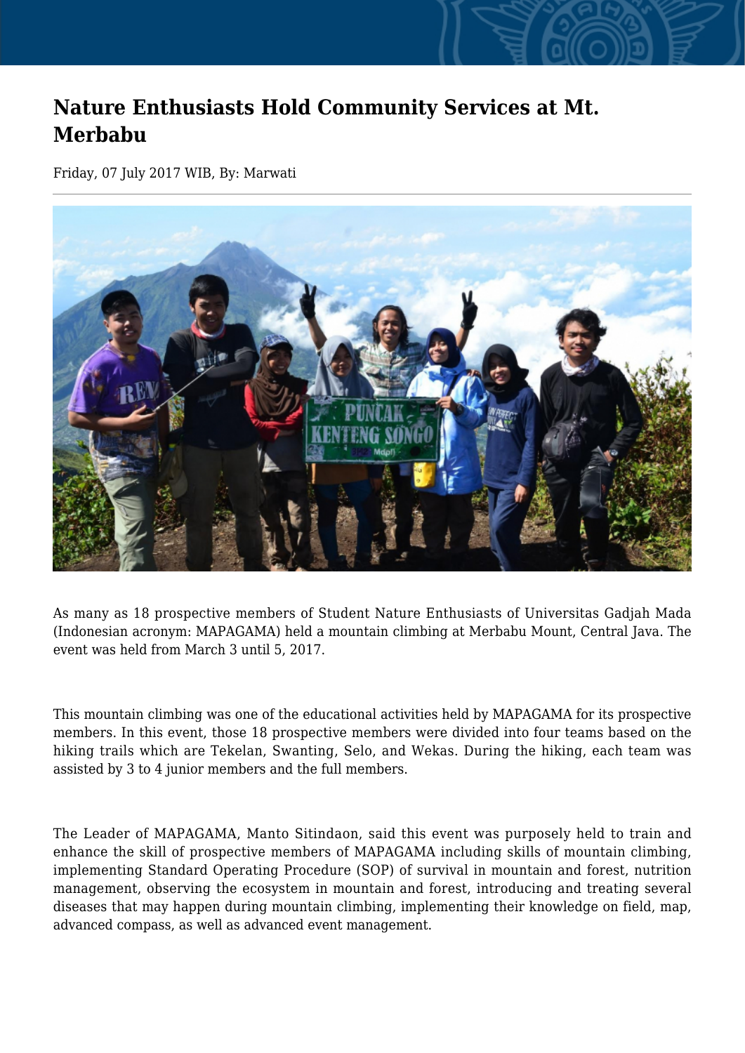# Nature Enthusiasts Hold Community Services at Mt. Merbabu

Friday, 07 July 2017 WIB, By: Marwati

As many as 18 prospective members of Student Nature Enthusiasts of Universitas Gadjah Mada (Indonesian acronym: MAPAGAMA) held a mountain climbing at Merbabu Mount, Central Java. The event was held from March 3 until 5, 2017.

This mountain climbing was one of the educational activities held by MAPAGAMA for its prospective members. In this event, those 18 prospective members were divided into four teams based on the hiking trails which are Tekelan, Swanting, Selo, and Wekas. During the hiking, each team was assisted by 3 to 4 junior members and the full members.

The Leader of MAPAGAMA, Manto Sitindaon, said this event was purposely held to train and enhance the skill of prospective members of MAPAGAMA including skills of mountain climbing, implementing Standard Operating Procedure (SOP) of survival in mountain and forest, nutrition management, observing the ecosystem in mountain and forest, introducing and treating several diseases that may happen during mountain climbing, implementing their knowledge on field, map, advanced compass, as well as advanced event management.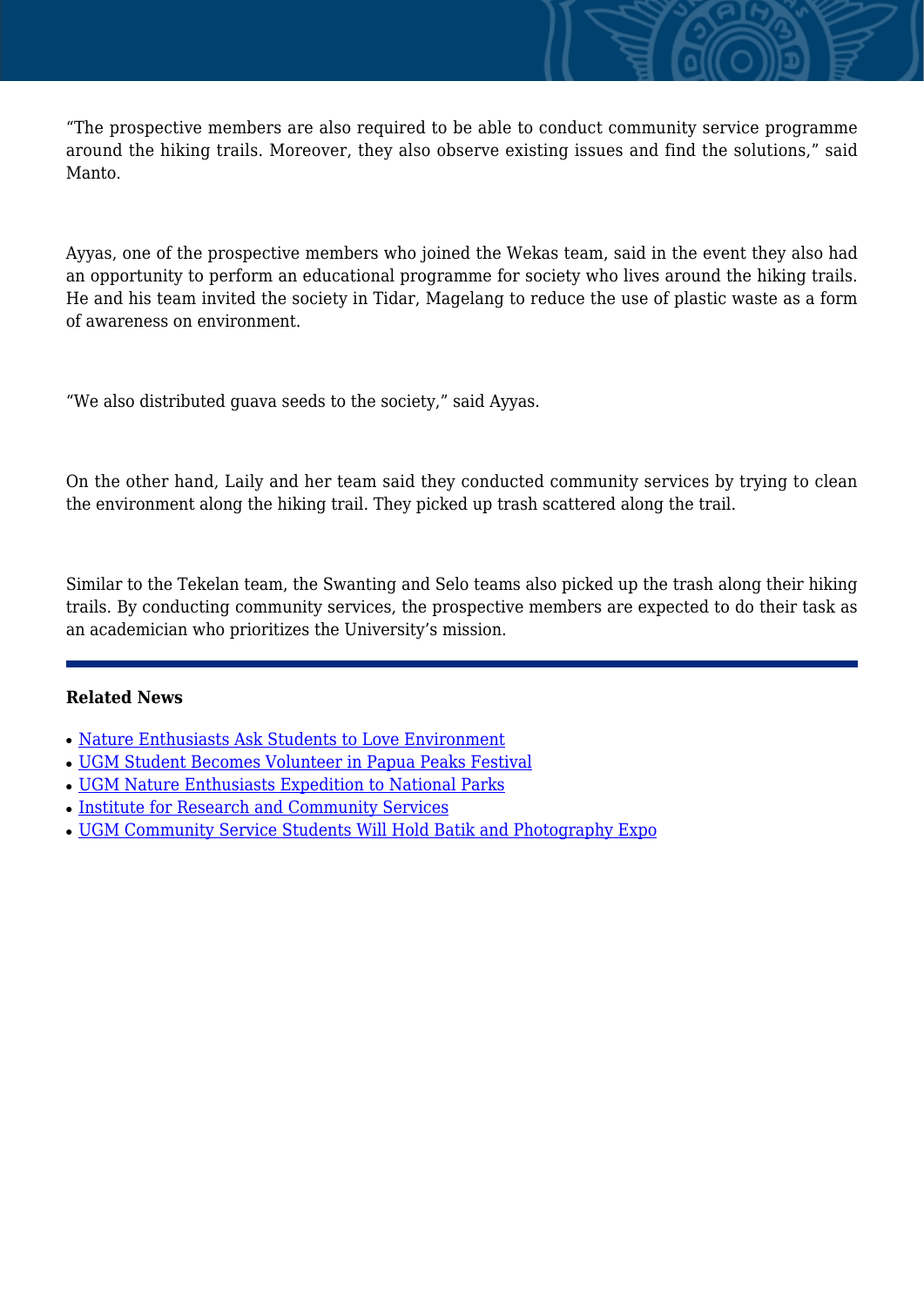“The prospective members are also required to be able to conduct community service programme around the hiking trails. Moreover, they also observe existing issues and find the solutions,” said Manto.

Ayyas, one of the prospective members who joined the Wekas team, said in the event they also had an opportunity to perform an educational programme for society who lives around the hiking trails. He and his team invited the society in Tidar, Magelang to reduce the use of plastic waste as a form of awareness on environment.

“We also distributed guava seeds to the society,” said Ayyas.

On the other hand, Laily and her team said they conducted community services by trying to clean the environment along the hiking trail. They picked up trash scattered along the trail.

Similar to the Tekelan team, the Swanting and Selo teams also picked up the trash along their hiking trails. By conducting community services, the prospective members are expected to do their task as an academician who prioritizes the University’s mission.

---

**Related News**

- Nature Enthusiasts Ask Students to Love Environment
- UGM Student Becomes Volunteer in Papua Peaks Festival
- UGM Nature Enthusiasts Expedition to National Parks
- Institute for Research and Community Services
- UGM Community Service Students Will Hold Batik and Photography Expo